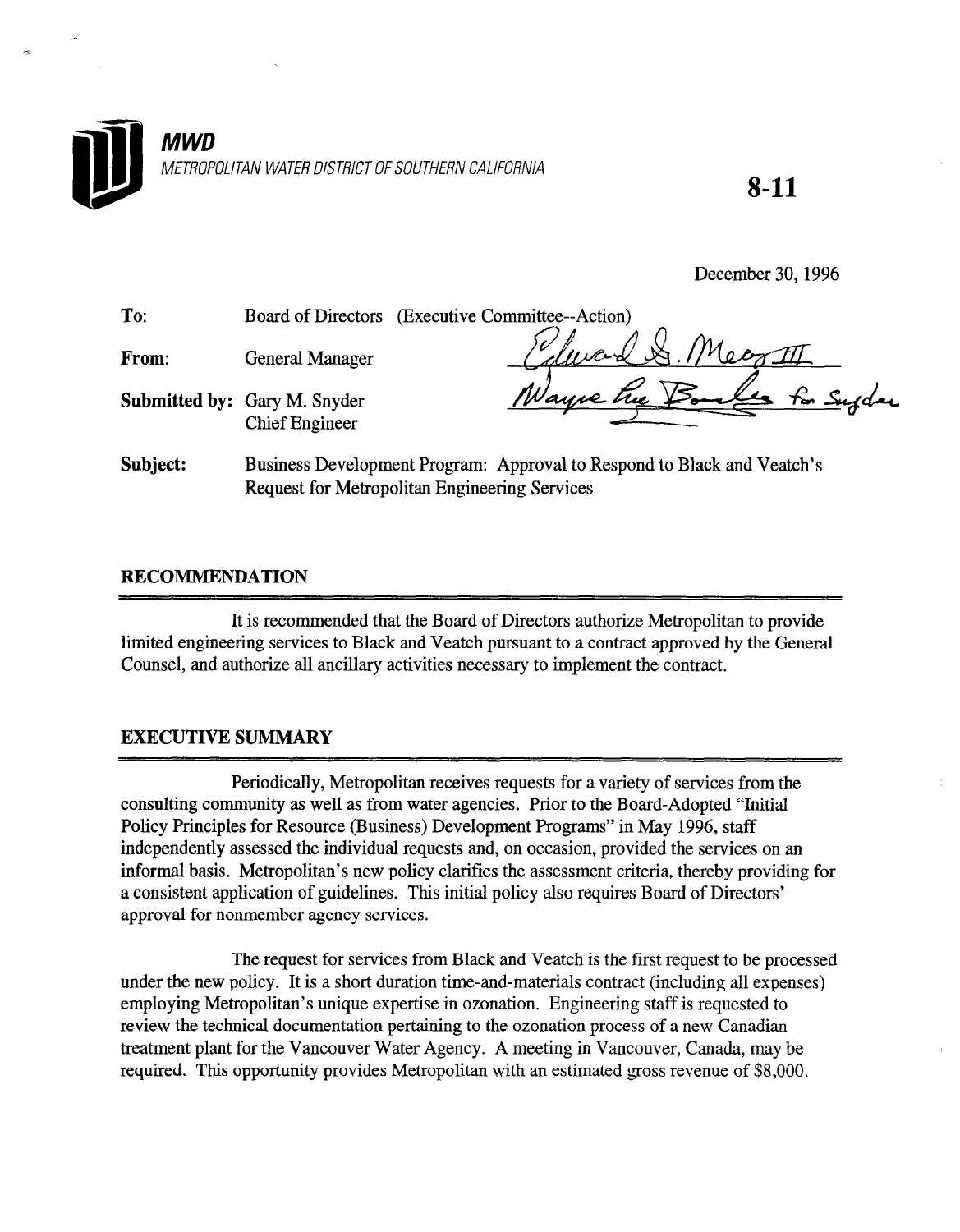**MWD**

*METROPOLITAN WATER DISTRICT OF SOUTHERN CALIFORNIA*

**8-11**

December 30, 1996

**To:** Board of Directors (Executive Committee--Action)

**From:** General Manager

**Submitted by:** Gary M. Snyder
Chief Engineer

**Subject:** Business Development Program: Approval to Respond to Black and Veatch's Request for Metropolitan Engineering Services

## RECOMMENDATION

It is recommended that the Board of Directors authorize Metropolitan to provide limited engineering services to Black and Veatch pursuant to a contract approved by the General Counsel, and authorize all ancillary activities necessary to implement the contract.

## EXECUTIVE SUMMARY

Periodically, Metropolitan receives requests for a variety of services from the consulting community as well as from water agencies. Prior to the Board-Adopted "Initial Policy Principles for Resource (Business) Development Programs" in May 1996, staff independently assessed the individual requests and, on occasion, provided the services on an informal basis. Metropolitan's new policy clarifies the assessment criteria, thereby providing for a consistent application of guidelines. This initial policy also requires Board of Directors' approval for nonmember agency services.

The request for services from Black and Veatch is the first request to be processed under the new policy. It is a short duration time-and-materials contract (including all expenses) employing Metropolitan's unique expertise in ozonation. Engineering staff is requested to review the technical documentation pertaining to the ozonation process of a new Canadian treatment plant for the Vancouver Water Agency. A meeting in Vancouver, Canada, may be required. This opportunity provides Metropolitan with an estimated gross revenue of $8,000.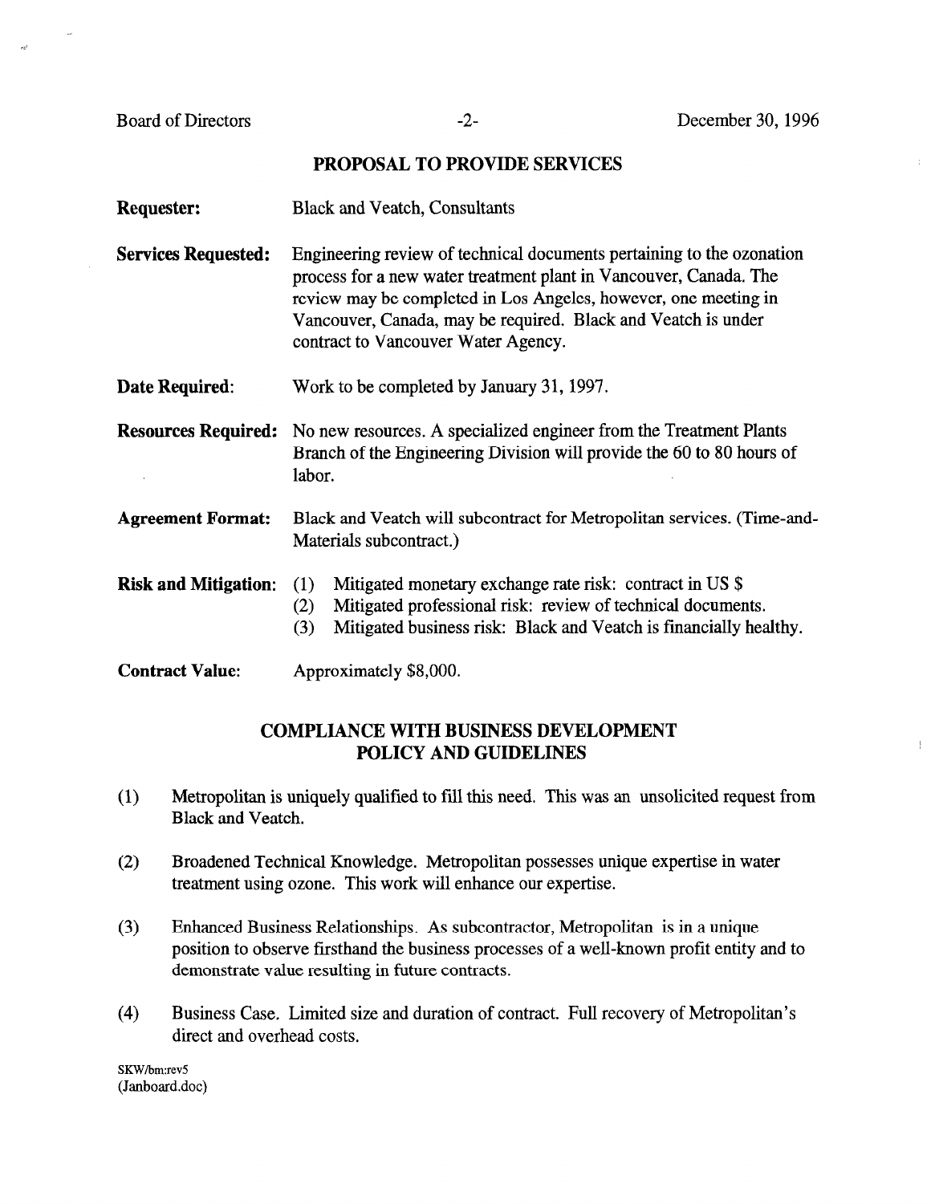## PROPOSAL TO PROVIDE SERVICES

**Requester:** Black and Veatch, Consultants

**Services Requested:** Engineering review of technical documents pertaining to the ozonation process for a new water treatment plant in Vancouver, Canada. The review may be completed in Los Angeles, however, one meeting in Vancouver, Canada, may be required. Black and Veatch is under contract to Vancouver Water Agency.

**Date Required:** Work to be completed by January 31, 1997.

**Resources Required:** No new resources. A specialized engineer from the Treatment Plants Branch of the Engineering Division will provide the 60 to 80 hours of labor.

**Agreement Format:** Black and Veatch will subcontract for Metropolitan services. (Time-and-Materials subcontract.)

**Risk and Mitigation:**
(1) Mitigated monetary exchange rate risk: contract in US $
(2) Mitigated professional risk: review of technical documents.
(3) Mitigated business risk: Black and Veatch is financially healthy.

**Contract Value:** Approximately $8,000.

## COMPLIANCE WITH BUSINESS DEVELOPMENT POLICY AND GUIDELINES

(1) Metropolitan is uniquely qualified to fill this need. This was an unsolicited request from Black and Veatch.

(2) Broadened Technical Knowledge. Metropolitan possesses unique expertise in water treatment using ozone. This work will enhance our expertise.

(3) Enhanced Business Relationships. As subcontractor, Metropolitan is in a unique position to observe firsthand the business processes of a well-known profit entity and to demonstrate value resulting in future contracts.

(4) Business Case. Limited size and duration of contract. Full recovery of Metropolitan's direct and overhead costs.

SKW/bm:rev5
(Janboard.doc)